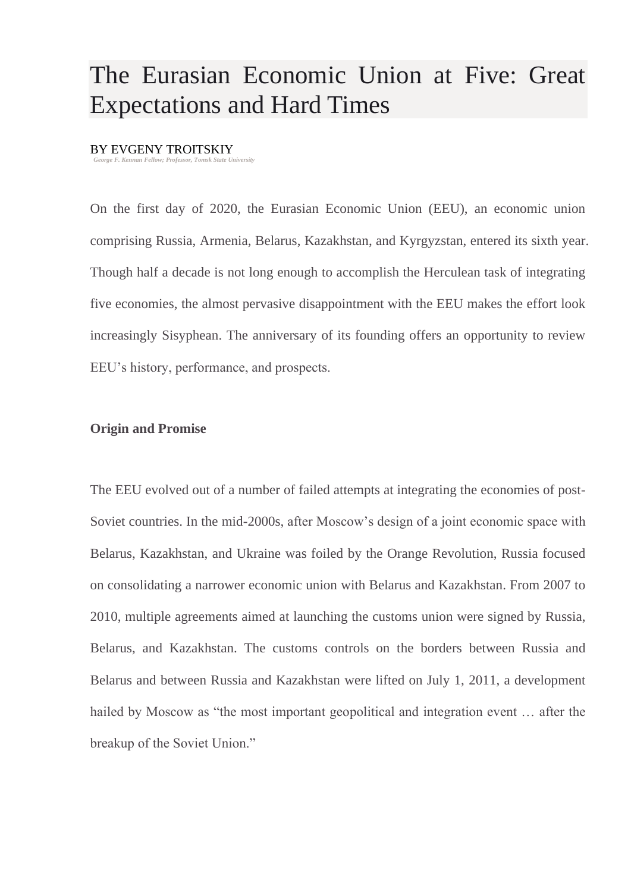# The Eurasian Economic Union at Five: Great Expectations and Hard Times

BY EVGENY TROITSKIY

*George F. Kennan Fellow; Professor, Tomsk State University*

On the first day of 2020, the Eurasian Economic Union (EEU), an economic union comprising Russia, Armenia, Belarus, Kazakhstan, and Kyrgyzstan, entered its sixth year. Though half a decade is not long enough to accomplish the Herculean task of integrating five economies, the almost pervasive disappointment with the EEU makes the effort look increasingly Sisyphean. The anniversary of its founding offers an opportunity to review EEU's history, performance, and prospects.

**Origin and Promise**

The EEU evolved out of a number of failed attempts at integrating the economies of post-Soviet countries. In the mid-2000s, after Moscow's design of a joint economic space with Belarus, Kazakhstan, and Ukraine was foiled by the Orange Revolution, Russia focused on consolidating a narrower economic union with Belarus and Kazakhstan. From 2007 to 2010, multiple agreements aimed at launching the customs union were signed by Russia, Belarus, and Kazakhstan. The customs controls on the borders between Russia and Belarus and between Russia and Kazakhstan were lifted on July 1, 2011, a development hailed by Moscow as "the most important geopolitical and integration event … after the breakup of the Soviet Union."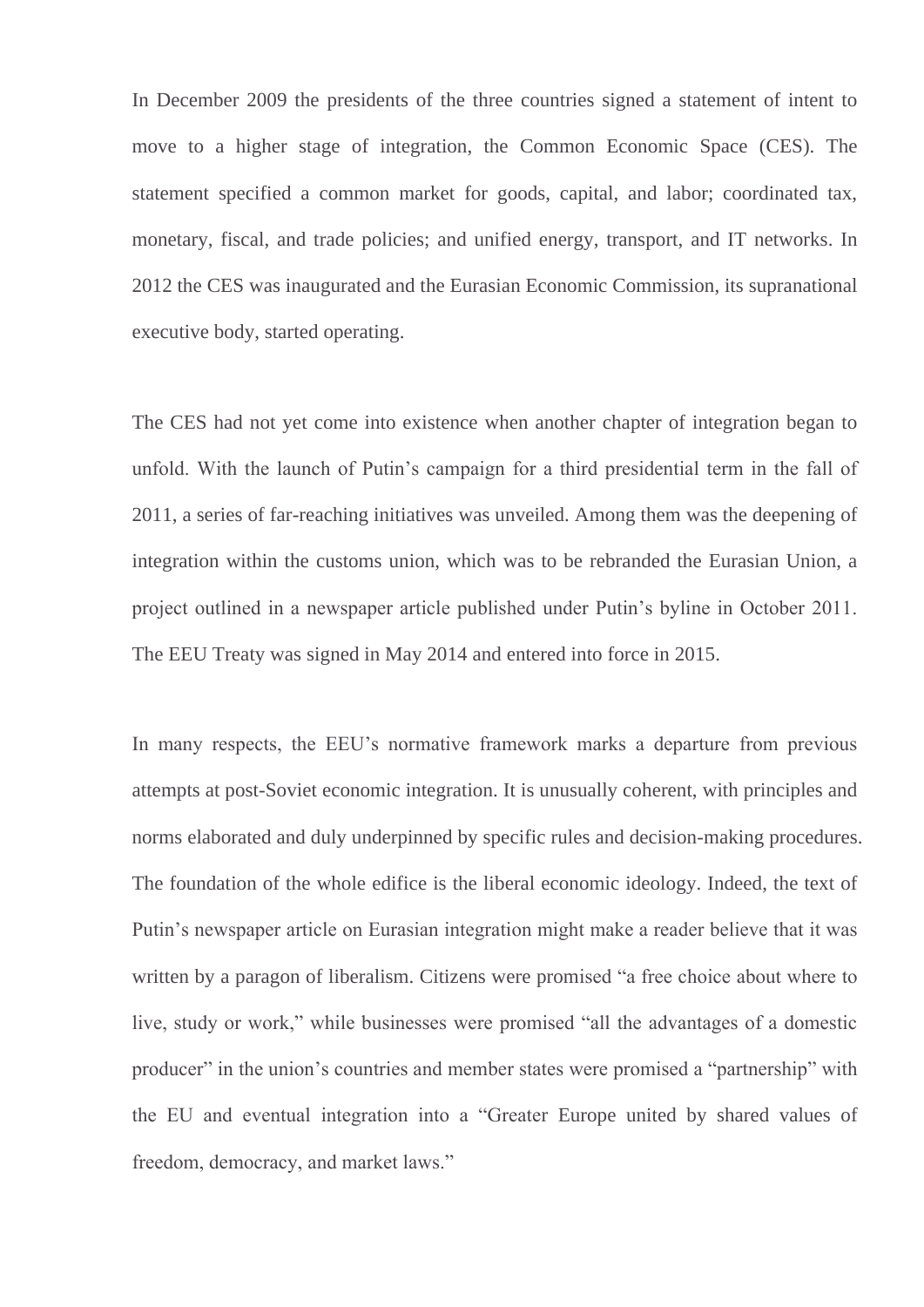In December 2009 the presidents of the three countries signed a statement of intent to move to a higher stage of integration, the Common Economic Space (CES). The statement specified a common market for goods, capital, and labor; coordinated tax, monetary, fiscal, and trade policies; and unified energy, transport, and IT networks. In 2012 the CES was inaugurated and the Eurasian Economic Commission, its supranational executive body, started operating.

The CES had not yet come into existence when another chapter of integration began to unfold. With the launch of Putin's campaign for a third presidential term in the fall of 2011, a series of far-reaching initiatives was unveiled. Among them was the deepening of integration within the customs union, which was to be rebranded the Eurasian Union, a project outlined in a newspaper article published under Putin's byline in October 2011. The EEU Treaty was signed in May 2014 and entered into force in 2015.

In many respects, the EEU's normative framework marks a departure from previous attempts at post-Soviet economic integration. It is unusually coherent, with principles and norms elaborated and duly underpinned by specific rules and decision-making procedures. The foundation of the whole edifice is the liberal economic ideology. Indeed, the text of Putin's newspaper article on Eurasian integration might make a reader believe that it was written by a paragon of liberalism. Citizens were promised "a free choice about where to live, study or work," while businesses were promised "all the advantages of a domestic producer" in the union's countries and member states were promised a "partnership" with the EU and eventual integration into a "Greater Europe united by shared values of freedom, democracy, and market laws."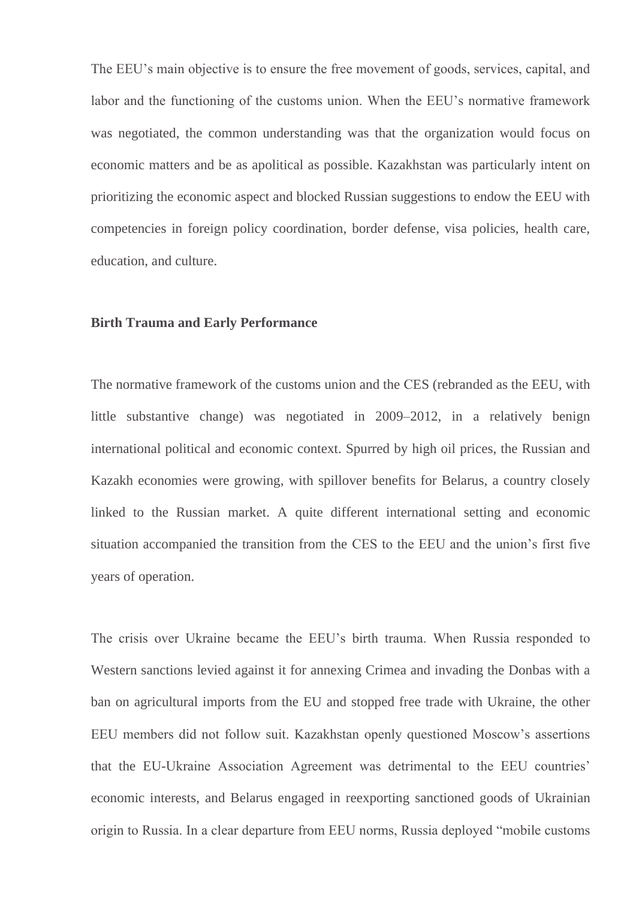The EEU's main objective is to ensure the free movement of goods, services, capital, and labor and the functioning of the customs union. When the EEU's normative framework was negotiated, the common understanding was that the organization would focus on economic matters and be as apolitical as possible. Kazakhstan was particularly intent on prioritizing the economic aspect and blocked Russian suggestions to endow the EEU with competencies in foreign policy coordination, border defense, visa policies, health care, education, and culture.

**Birth Trauma and Early Performance**

The normative framework of the customs union and the CES (rebranded as the EEU, with little substantive change) was negotiated in 2009–2012, in a relatively benign international political and economic context. Spurred by high oil prices, the Russian and Kazakh economies were growing, with spillover benefits for Belarus, a country closely linked to the Russian market. A quite different international setting and economic situation accompanied the transition from the CES to the EEU and the union's first five years of operation.

The crisis over Ukraine became the EEU's birth trauma. When Russia responded to Western sanctions levied against it for annexing Crimea and invading the Donbas with a ban on agricultural imports from the EU and stopped free trade with Ukraine, the other EEU members did not follow suit. Kazakhstan openly questioned Moscow's assertions that the EU-Ukraine Association Agreement was detrimental to the EEU countries' economic interests, and Belarus engaged in reexporting sanctioned goods of Ukrainian origin to Russia. In a clear departure from EEU norms, Russia deployed "mobile customs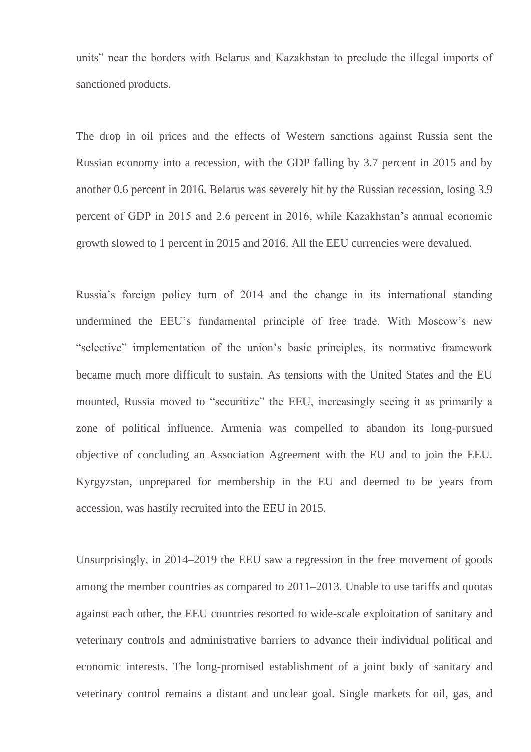units" near the borders with Belarus and Kazakhstan to preclude the illegal imports of sanctioned products.

The drop in oil prices and the effects of Western sanctions against Russia sent the Russian economy into a recession, with the GDP falling by 3.7 percent in 2015 and by another 0.6 percent in 2016. Belarus was severely hit by the Russian recession, losing 3.9 percent of GDP in 2015 and 2.6 percent in 2016, while Kazakhstan's annual economic growth slowed to 1 percent in 2015 and 2016. All the EEU currencies were devalued.

Russia's foreign policy turn of 2014 and the change in its international standing undermined the EEU's fundamental principle of free trade. With Moscow's new "selective" implementation of the union's basic principles, its normative framework became much more difficult to sustain. As tensions with the United States and the EU mounted, Russia moved to "securitize" the EEU, increasingly seeing it as primarily a zone of political influence. Armenia was compelled to abandon its long-pursued objective of concluding an Association Agreement with the EU and to join the EEU. Kyrgyzstan, unprepared for membership in the EU and deemed to be years from accession, was hastily recruited into the EEU in 2015.

Unsurprisingly, in 2014–2019 the EEU saw a regression in the free movement of goods among the member countries as compared to 2011–2013. Unable to use tariffs and quotas against each other, the EEU countries resorted to wide-scale exploitation of sanitary and veterinary controls and administrative barriers to advance their individual political and economic interests. The long-promised establishment of a joint body of sanitary and veterinary control remains a distant and unclear goal. Single markets for oil, gas, and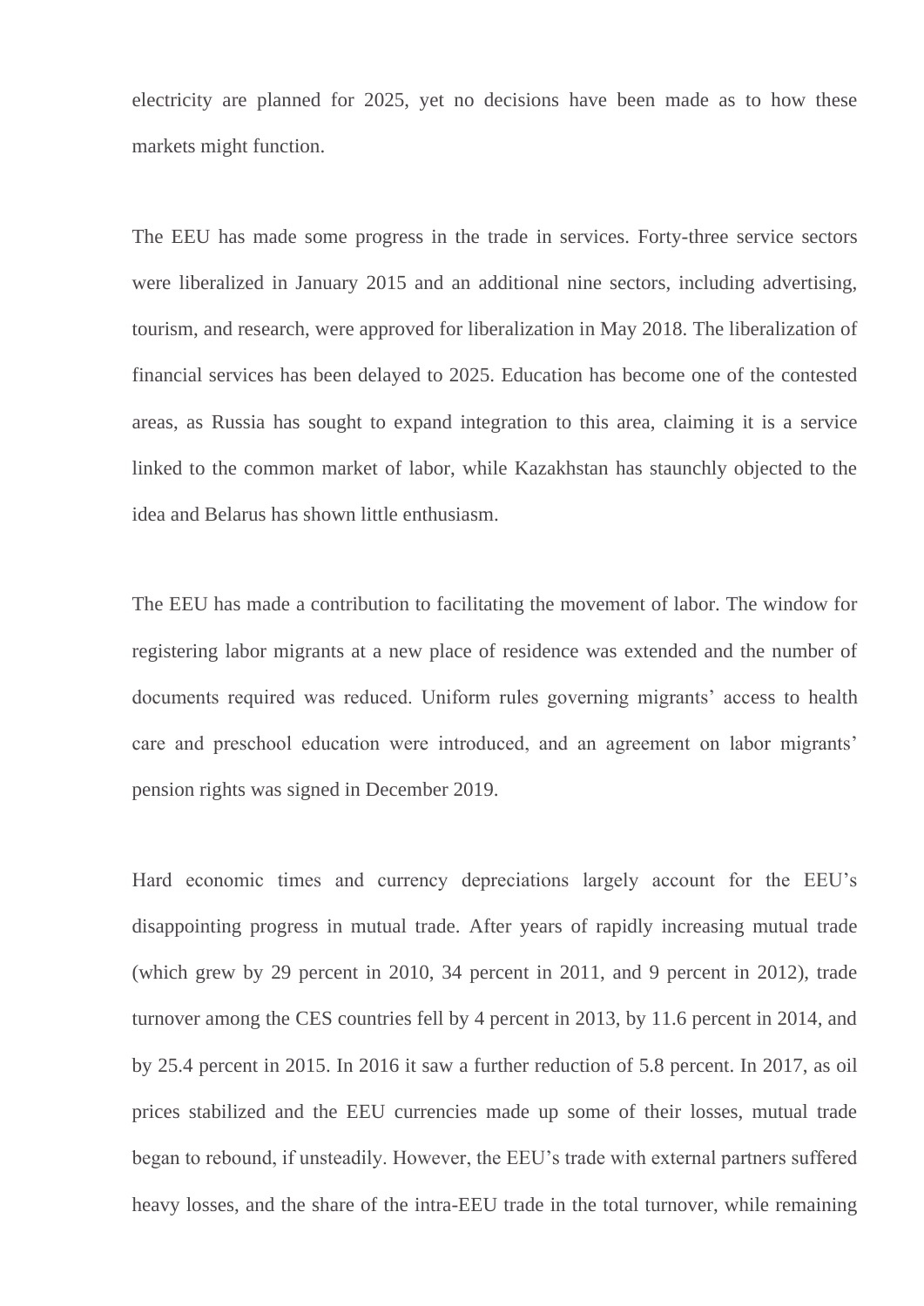electricity are planned for 2025, yet no decisions have been made as to how these markets might function.

The EEU has made some progress in the trade in services. Forty-three service sectors were liberalized in January 2015 and an additional nine sectors, including advertising, tourism, and research, were approved for liberalization in May 2018. The liberalization of financial services has been delayed to 2025. Education has become one of the contested areas, as Russia has sought to expand integration to this area, claiming it is a service linked to the common market of labor, while Kazakhstan has staunchly objected to the idea and Belarus has shown little enthusiasm.

The EEU has made a contribution to facilitating the movement of labor. The window for registering labor migrants at a new place of residence was extended and the number of documents required was reduced. Uniform rules governing migrants' access to health care and preschool education were introduced, and an agreement on labor migrants' pension rights was signed in December 2019.

Hard economic times and currency depreciations largely account for the EEU's disappointing progress in mutual trade. After years of rapidly increasing mutual trade (which grew by 29 percent in 2010, 34 percent in 2011, and 9 percent in 2012), trade turnover among the CES countries fell by 4 percent in 2013, by 11.6 percent in 2014, and by 25.4 percent in 2015. In 2016 it saw a further reduction of 5.8 percent. In 2017, as oil prices stabilized and the EEU currencies made up some of their losses, mutual trade began to rebound, if unsteadily. However, the EEU's trade with external partners suffered heavy losses, and the share of the intra-EEU trade in the total turnover, while remaining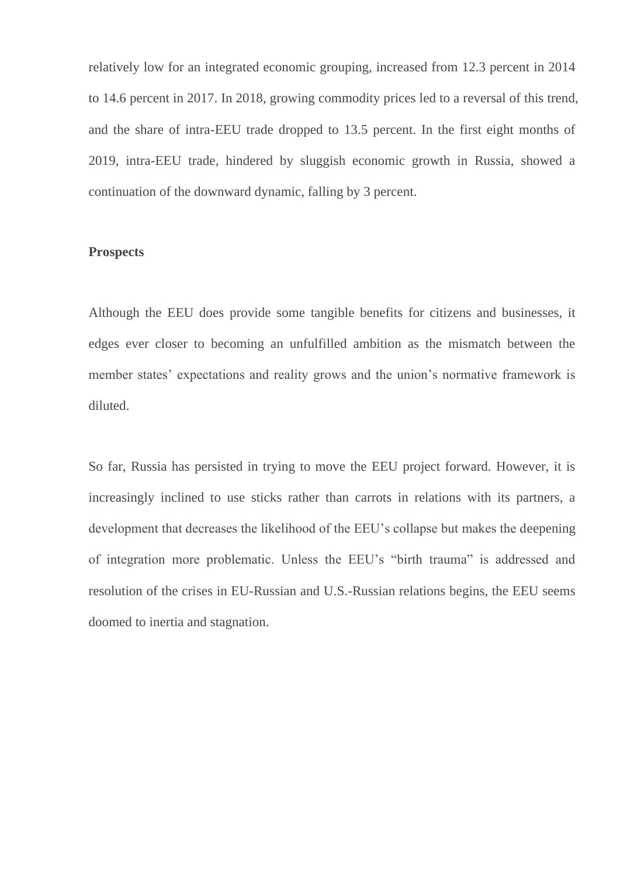relatively low for an integrated economic grouping, increased from 12.3 percent in 2014 to 14.6 percent in 2017. In 2018, growing commodity prices led to a reversal of this trend, and the share of intra-EEU trade dropped to 13.5 percent. In the first eight months of 2019, intra-EEU trade, hindered by sluggish economic growth in Russia, showed a continuation of the downward dynamic, falling by 3 percent.

**Prospects**

Although the EEU does provide some tangible benefits for citizens and businesses, it edges ever closer to becoming an unfulfilled ambition as the mismatch between the member states' expectations and reality grows and the union's normative framework is diluted.

So far, Russia has persisted in trying to move the EEU project forward. However, it is increasingly inclined to use sticks rather than carrots in relations with its partners, a development that decreases the likelihood of the EEU's collapse but makes the deepening of integration more problematic. Unless the EEU's "birth trauma" is addressed and resolution of the crises in EU-Russian and U.S.-Russian relations begins, the EEU seems doomed to inertia and stagnation.